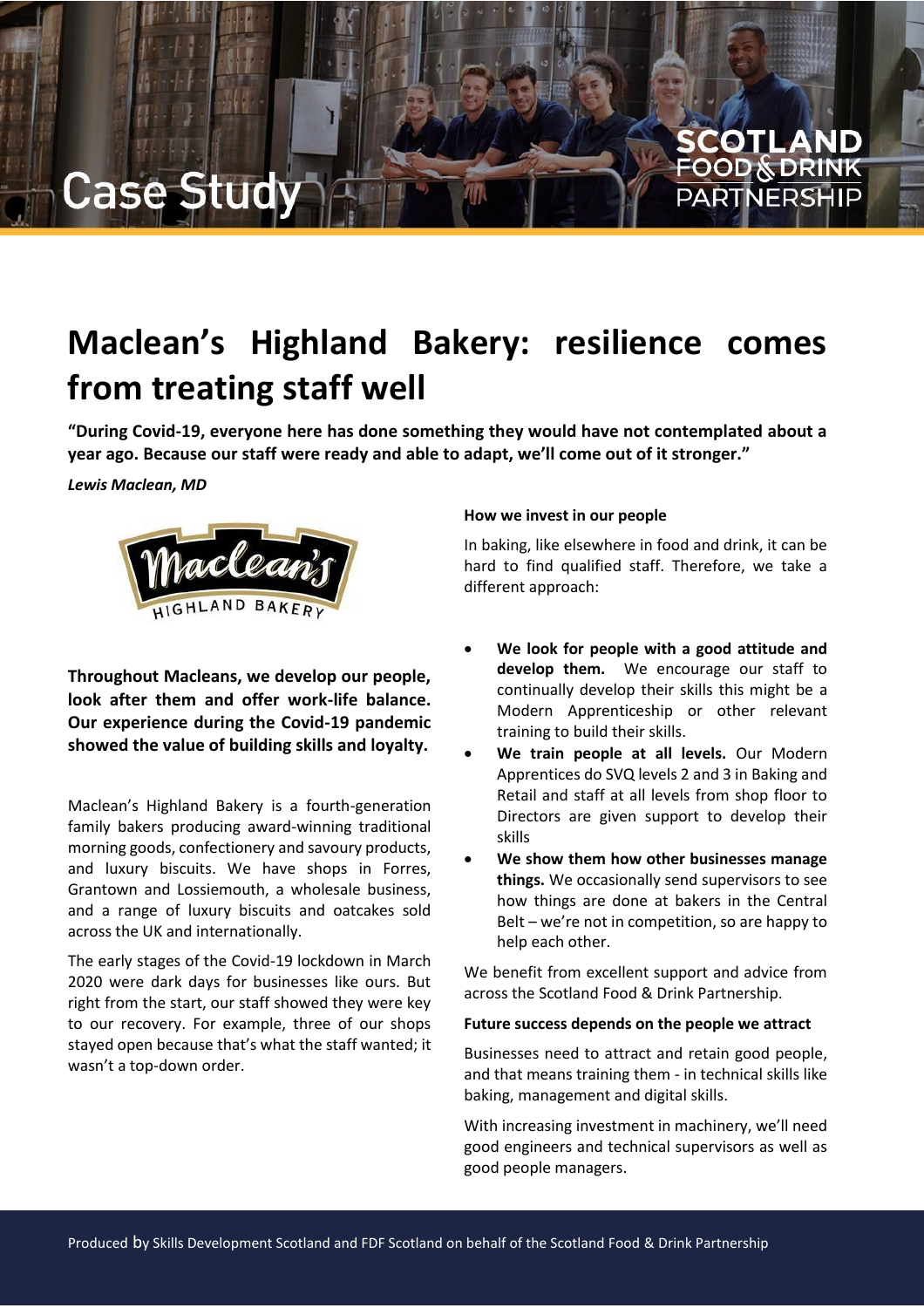Case Study

# Maclean's Highland Bakery: resilience comes from treating staff well

**"During Covid-19, everyone here has done something they would have not contemplated about a year ago. Because our staff were ready and able to adapt, we'll come out of it stronger."**

***Lewis Maclean, MD***

**Throughout Macleans, we develop our people, look after them and offer work-life balance. Our experience during the Covid-19 pandemic showed the value of building skills and loyalty.**

Maclean's Highland Bakery is a fourth-generation family bakers producing award-winning traditional morning goods, confectionery and savoury products, and luxury biscuits. We have shops in Forres, Grantown and Lossiemouth, a wholesale business, and a range of luxury biscuits and oatcakes sold across the UK and internationally.

The early stages of the Covid-19 lockdown in March 2020 were dark days for businesses like ours. But right from the start, our staff showed they were key to our recovery. For example, three of our shops stayed open because that's what the staff wanted; it wasn't a top-down order.

#### How we invest in our people

In baking, like elsewhere in food and drink, it can be hard to find qualified staff. Therefore, we take a different approach:

- **We look for people with a good attitude and develop them.** We encourage our staff to continually develop their skills this might be a Modern Apprenticeship or other relevant training to build their skills.
- **We train people at all levels.** Our Modern Apprentices do SVQ levels 2 and 3 in Baking and Retail and staff at all levels from shop floor to Directors are given support to develop their skills
- **We show them how other businesses manage things.** We occasionally send supervisors to see how things are done at bakers in the Central Belt – we're not in competition, so are happy to help each other.

We benefit from excellent support and advice from across the Scotland Food & Drink Partnership.

#### Future success depends on the people we attract

Businesses need to attract and retain good people, and that means training them - in technical skills like baking, management and digital skills.

With increasing investment in machinery, we'll need good engineers and technical supervisors as well as good people managers.

Produced by Skills Development Scotland and FDF Scotland on behalf of the Scotland Food & Drink Partnership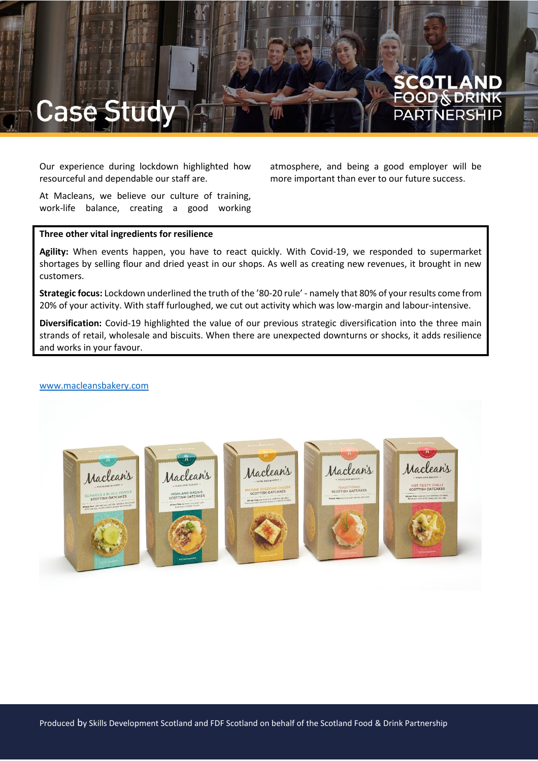# Case Study

Our experience during lockdown highlighted how resourceful and dependable our staff are.

At Macleans, we believe our culture of training, work-life balance, creating a good working atmosphere, and being a good employer will be more important than ever to our future success.

**Three other vital ingredients for resilience**

**Agility:** When events happen, you have to react quickly. With Covid-19, we responded to supermarket shortages by selling flour and dried yeast in our shops. As well as creating new revenues, it brought in new customers.

**Strategic focus:** Lockdown underlined the truth of the '80-20 rule' - namely that 80% of your results come from 20% of your activity. With staff furloughed, we cut out activity which was low-margin and labour-intensive.

**Diversification:** Covid-19 highlighted the value of our previous strategic diversification into the three main strands of retail, wholesale and biscuits. When there are unexpected downturns or shocks, it adds resilience and works in your favour.

[www.macleansbakery.com](http://www.macleansbakery.com)

Produced by Skills Development Scotland and FDF Scotland on behalf of the Scotland Food & Drink Partnership